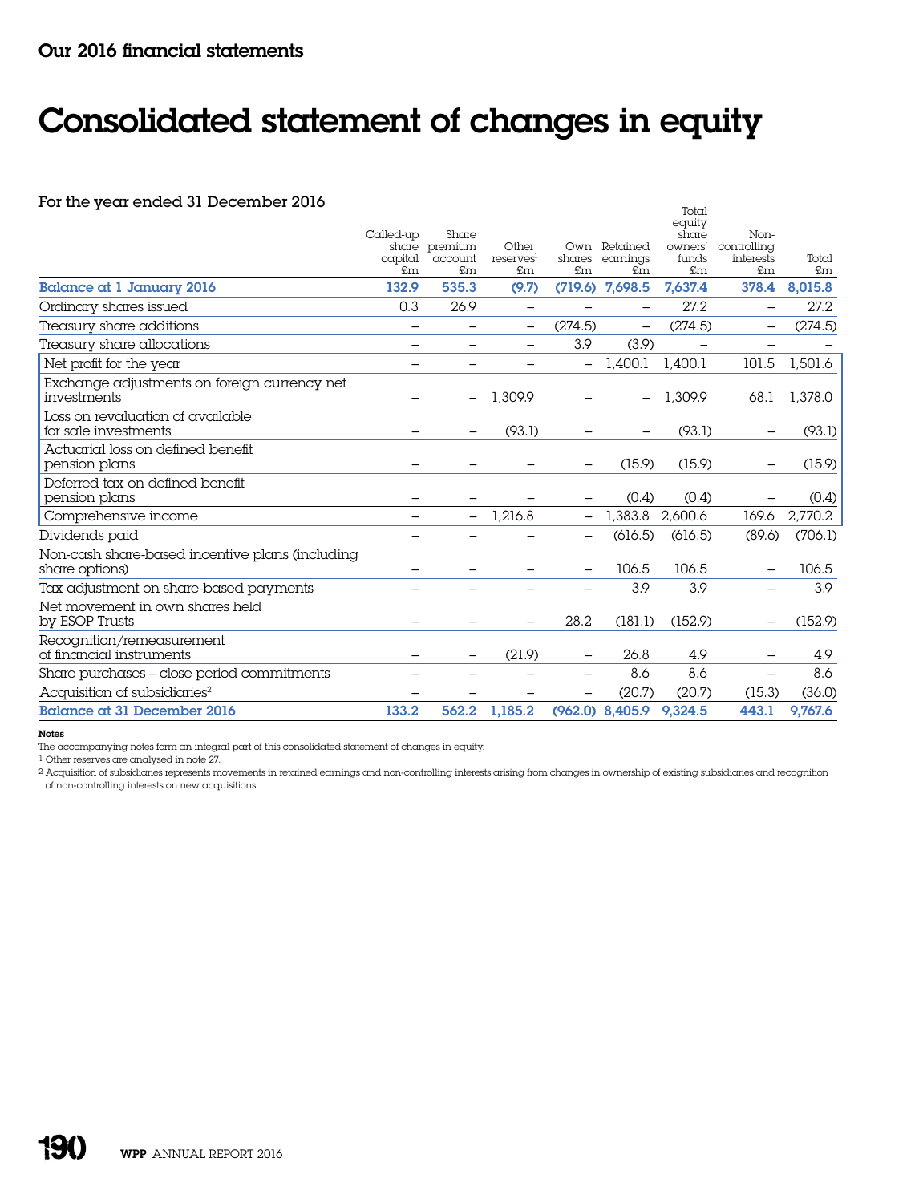## Our 2016 financial statements

# Consolidated statement of changes in equity

### For the year ended 31 December 2016

| | Called-up share capital £m | Share premium account £m | Other reserves[1] £m | Own shares £m | Retained earnings £m | Total equity share owners' funds £m | Non-controlling interests £m | Total £m |
|---|---|---|---|---|---|---|---|---|
| **Balance at 1 January 2016** | **132.9** | **535.3** | **(9.7)** | **(719.6)** | **7,698.5** | **7,637.4** | **378.4** | **8,015.8** |
| Ordinary shares issued | 0.3 | 26.9 | – | – | – | 27.2 | – | 27.2 |
| Treasury share additions | – | – | – | (274.5) | – | (274.5) | – | (274.5) |
| Treasury share allocations | – | – | – | 3.9 | (3.9) | – | – | – |
| Net profit for the year | – | – | – | – | 1,400.1 | 1,400.1 | 101.5 | 1,501.6 |
| Exchange adjustments on foreign currency net investments | – | – | 1,309.9 | – | – | 1,309.9 | 68.1 | 1,378.0 |
| Loss on revaluation of available for sale investments | – | – | (93.1) | – | – | (93.1) | – | (93.1) |
| Actuarial loss on defined benefit pension plans | – | – | – | – | (15.9) | (15.9) | – | (15.9) |
| Deferred tax on defined benefit pension plans | – | – | – | – | (0.4) | (0.4) | – | (0.4) |
| Comprehensive income | – | – | 1,216.8 | – | 1,383.8 | 2,600.6 | 169.6 | 2,770.2 |
| Dividends paid | – | – | – | – | (616.5) | (616.5) | (89.6) | (706.1) |
| Non-cash share-based incentive plans (including share options) | – | – | – | – | 106.5 | 106.5 | – | 106.5 |
| Tax adjustment on share-based payments | – | – | – | – | 3.9 | 3.9 | – | 3.9 |
| Net movement in own shares held by ESOP Trusts | – | – | – | 28.2 | (181.1) | (152.9) | – | (152.9) |
| Recognition/remeasurement of financial instruments | – | – | (21.9) | – | 26.8 | 4.9 | – | 4.9 |
| Share purchases – close period commitments | – | – | – | – | 8.6 | 8.6 | – | 8.6 |
| Acquisition of subsidiaries[2] | – | – | – | – | (20.7) | (20.7) | (15.3) | (36.0) |
| **Balance at 31 December 2016** | **133.2** | **562.2** | **1,185.2** | **(962.0)** | **8,405.9** | **9,324.5** | **443.1** | **9,767.6** |

**Notes**

The accompanying notes form an integral part of this consolidated statement of changes in equity.

[1] Other reserves are analysed in note 27.

[2] Acquisition of subsidiaries represents movements in retained earnings and non-controlling interests arising from changes in ownership of existing subsidiaries and recognition of non-controlling interests on new acquisitions.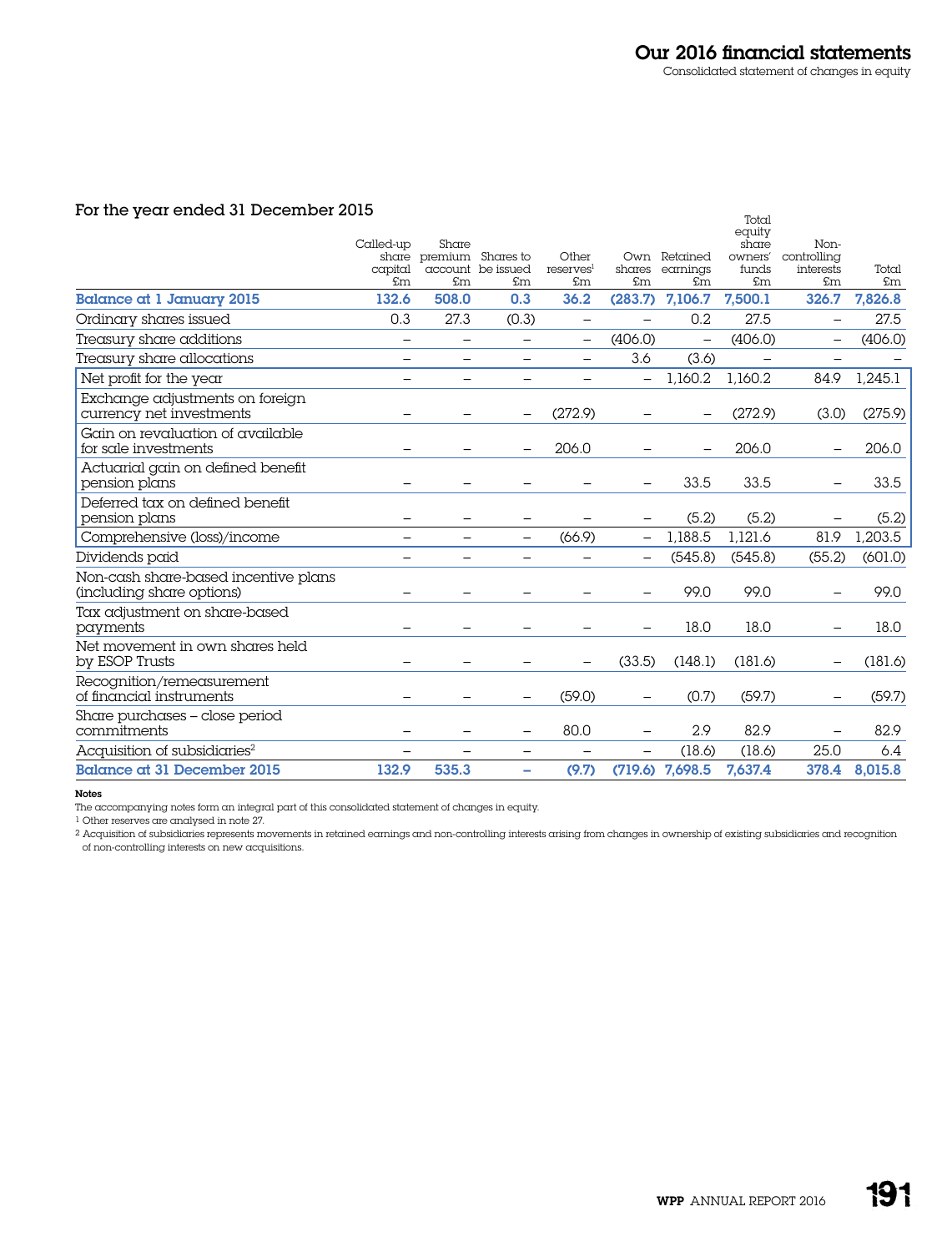## For the year ended 31 December 2015

| | Called-up share capital £m | Share premium account £m | Shares to be issued £m | Other reserves[1] £m | Own shares £m | Retained earnings £m | Total equity share owners' funds £m | Non-controlling interests £m | Total £m |
|---|---|---|---|---|---|---|---|---|---|
| **Balance at 1 January 2015** | **132.6** | **508.0** | **0.3** | **36.2** | **(283.7)** | **7,106.7** | **7,500.1** | **326.7** | **7,826.8** |
| Ordinary shares issued | 0.3 | 27.3 | (0.3) | – | – | 0.2 | 27.5 | – | 27.5 |
| Treasury share additions | – | – | – | – | (406.0) | – | (406.0) | – | (406.0) |
| Treasury share allocations | – | – | – | – | 3.6 | (3.6) | – | – | – |
| Net profit for the year | – | – | – | – | – | 1,160.2 | 1,160.2 | 84.9 | 1,245.1 |
| Exchange adjustments on foreign currency net investments | – | – | – | (272.9) | – | – | (272.9) | (3.0) | (275.9) |
| Gain on revaluation of available for sale investments | – | – | – | 206.0 | – | – | 206.0 | – | 206.0 |
| Actuarial gain on defined benefit pension plans | – | – | – | – | – | 33.5 | 33.5 | – | 33.5 |
| Deferred tax on defined benefit pension plans | – | – | – | – | – | (5.2) | (5.2) | – | (5.2) |
| Comprehensive (loss)/income | – | – | – | (66.9) | – | 1,188.5 | 1,121.6 | 81.9 | 1,203.5 |
| Dividends paid | – | – | – | – | – | (545.8) | (545.8) | (55.2) | (601.0) |
| Non-cash share-based incentive plans (including share options) | – | – | – | – | – | 99.0 | 99.0 | – | 99.0 |
| Tax adjustment on share-based payments | – | – | – | – | – | 18.0 | 18.0 | – | 18.0 |
| Net movement in own shares held by ESOP Trusts | – | – | – | – | (33.5) | (148.1) | (181.6) | – | (181.6) |
| Recognition/remeasurement of financial instruments | – | – | – | (59.0) | – | (0.7) | (59.7) | – | (59.7) |
| Share purchases – close period commitments | – | – | – | 80.0 | – | 2.9 | 82.9 | – | 82.9 |
| Acquisition of subsidiaries[2] | – | – | – | – | – | (18.6) | (18.6) | 25.0 | 6.4 |
| **Balance at 31 December 2015** | **132.9** | **535.3** | **–** | **(9.7)** | **(719.6)** | **7,698.5** | **7,637.4** | **378.4** | **8,015.8** |

**Notes**

The accompanying notes form an integral part of this consolidated statement of changes in equity.

[1] Other reserves are analysed in note 27.

[2] Acquisition of subsidiaries represents movements in retained earnings and non-controlling interests arising from changes in ownership of existing subsidiaries and recognition of non-controlling interests on new acquisitions.